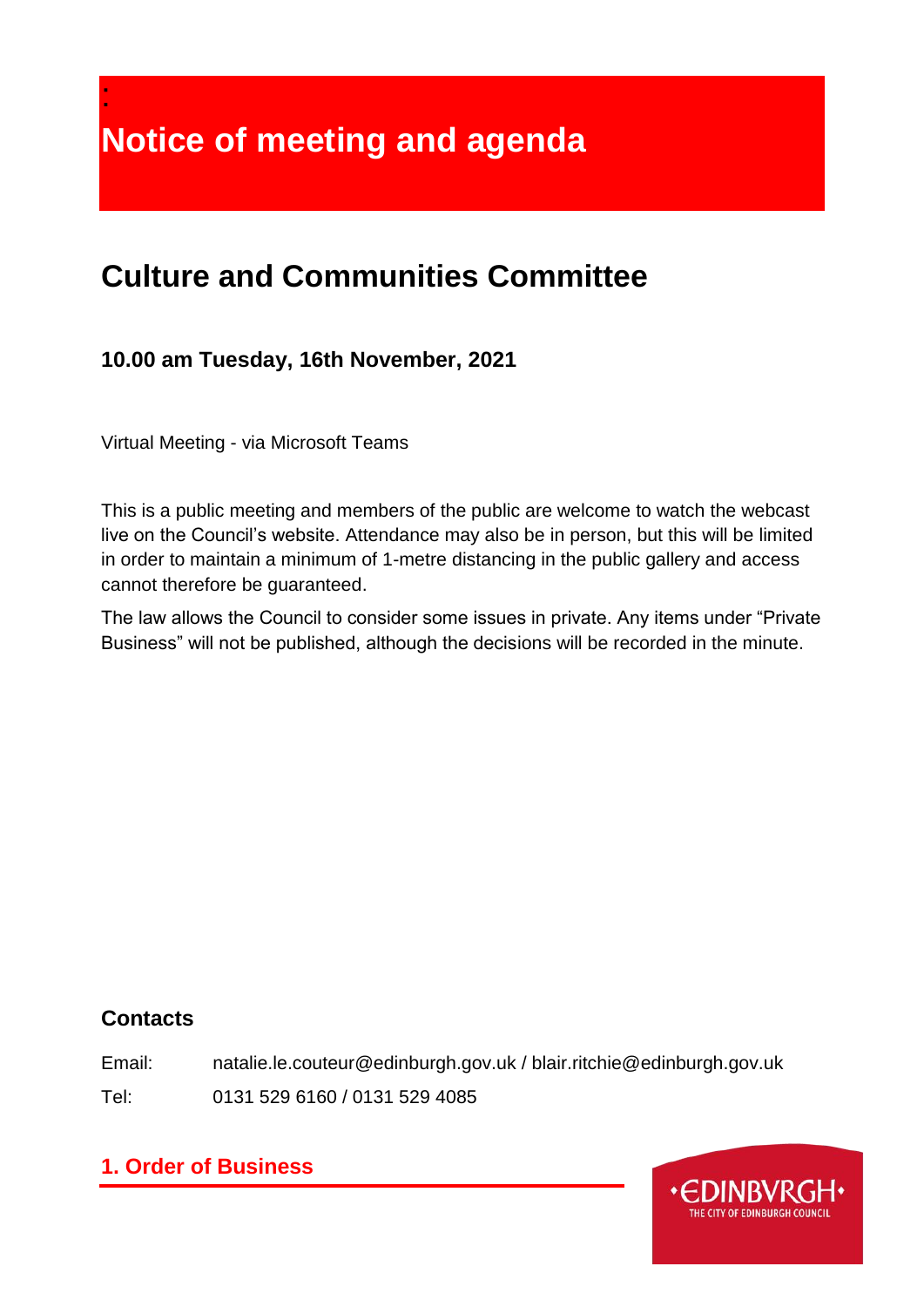# Notice of meeting and agenda

## Culture and Communities Committee

### 10.00 am Tuesday, 16th November, 2021

Virtual Meeting - via Microsoft Teams

This is a public meeting and members of the public are welcome to watch the webcast live on the Council's website. Attendance may also be in person, but this will be limited in order to maintain a minimum of 1-metre distancing in the public gallery and access cannot therefore be guaranteed.

The law allows the Council to consider some issues in private. Any items under "Private Business" will not be published, although the decisions will be recorded in the minute.

### Contacts

Email: natalie.le.couteur@edinburgh.gov.uk / blair.ritchie@edinburgh.gov.uk

Tel: 0131 529 6160 / 0131 529 4085

## 1. Order of Business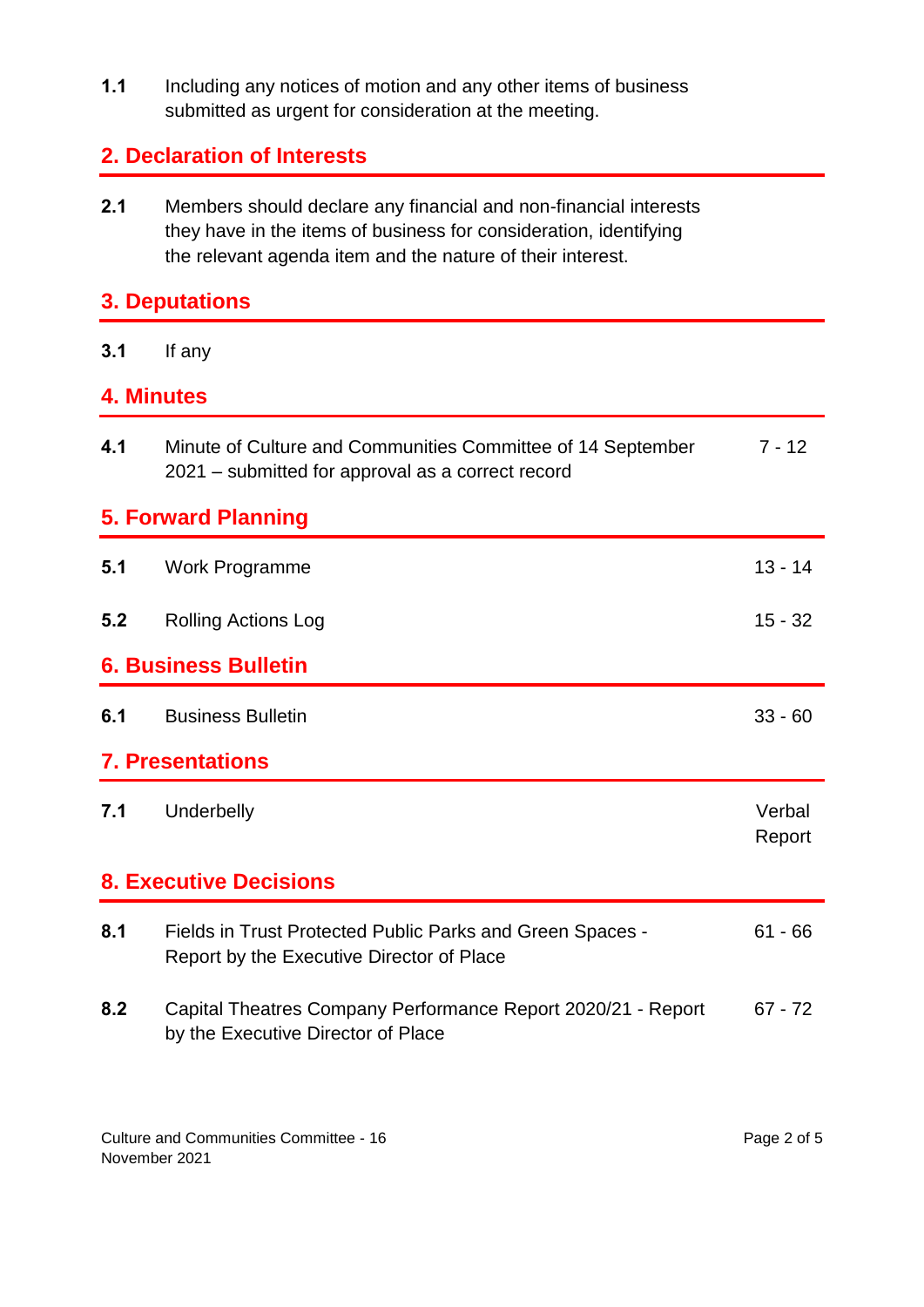**1.1** Including any notices of motion and any other items of business submitted as urgent for consideration at the meeting.

## 2. Declaration of Interests

**2.1** Members should declare any financial and non-financial interests they have in the items of business for consideration, identifying the relevant agenda item and the nature of their interest.

## 3. Deputations

**3.1** If any

## 4. Minutes

| | | |
|---|---|---|
| **4.1** | Minute of Culture and Communities Committee of 14 September 2021 – submitted for approval as a correct record | 7 - 12 |

## 5. Forward Planning

| | | |
|---|---|---|
| **5.1** | Work Programme | 13 - 14 |
| **5.2** | Rolling Actions Log | 15 - 32 |

## 6. Business Bulletin

| | | |
|---|---|---|
| **6.1** | Business Bulletin | 33 - 60 |

## 7. Presentations

| | | |
|---|---|---|
| **7.1** | Underbelly | Verbal Report |

## 8. Executive Decisions

| | | |
|---|---|---|
| **8.1** | Fields in Trust Protected Public Parks and Green Spaces - Report by the Executive Director of Place | 61 - 66 |
| **8.2** | Capital Theatres Company Performance Report 2020/21 - Report by the Executive Director of Place | 67 - 72 |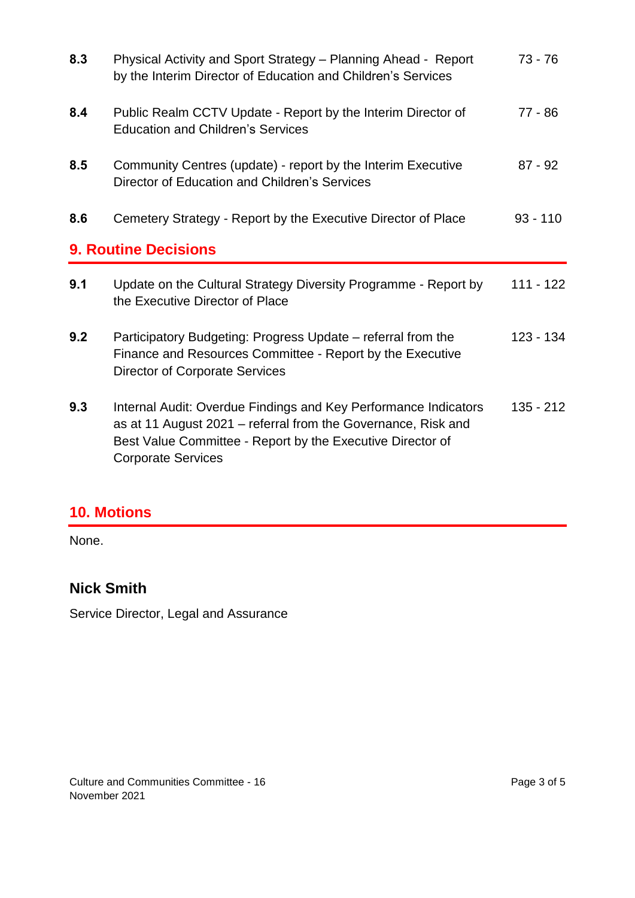| | | |
|---|---|---|
| **8.3** | Physical Activity and Sport Strategy – Planning Ahead - Report by the Interim Director of Education and Children's Services | 73 - 76 |
| **8.4** | Public Realm CCTV Update - Report by the Interim Director of Education and Children's Services | 77 - 86 |
| **8.5** | Community Centres (update) - report by the Interim Executive Director of Education and Children's Services | 87 - 92 |
| **8.6** | Cemetery Strategy - Report by the Executive Director of Place | 93 - 110 |

## 9. Routine Decisions

| | | |
|---|---|---|
| **9.1** | Update on the Cultural Strategy Diversity Programme - Report by the Executive Director of Place | 111 - 122 |
| **9.2** | Participatory Budgeting: Progress Update – referral from the Finance and Resources Committee - Report by the Executive Director of Corporate Services | 123 - 134 |
| **9.3** | Internal Audit: Overdue Findings and Key Performance Indicators as at 11 August 2021 – referral from the Governance, Risk and Best Value Committee - Report by the Executive Director of Corporate Services | 135 - 212 |

## 10. Motions

None.

**Nick Smith**

Service Director, Legal and Assurance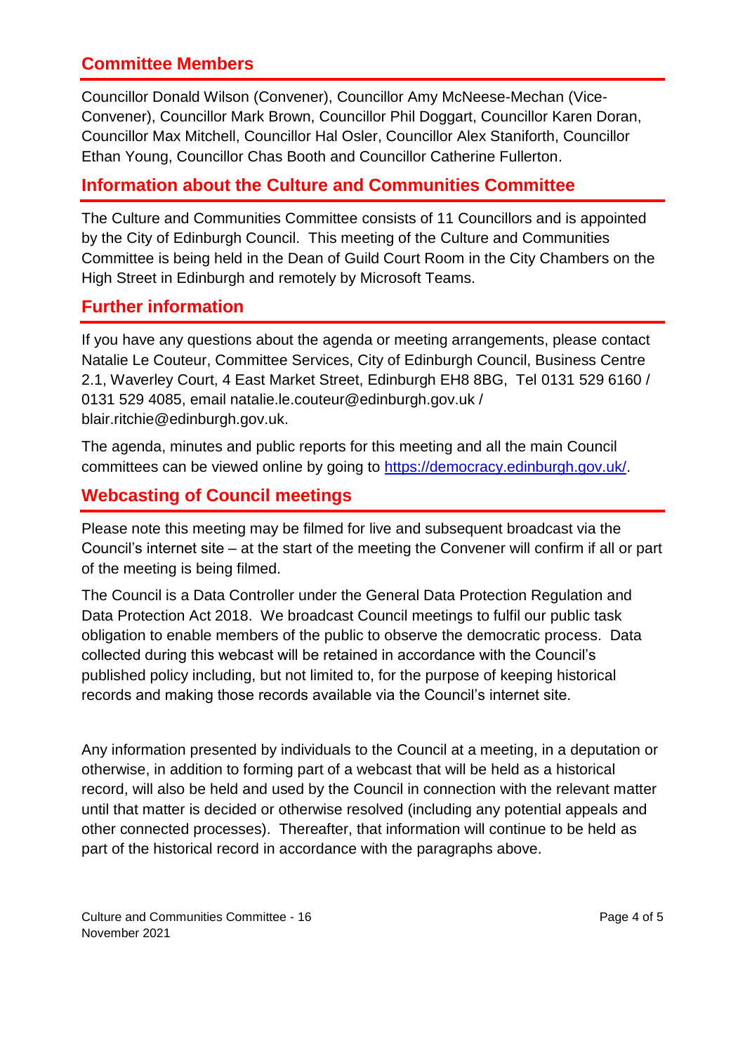## Committee Members

Councillor Donald Wilson (Convener), Councillor Amy McNeese-Mechan (Vice-Convener), Councillor Mark Brown, Councillor Phil Doggart, Councillor Karen Doran, Councillor Max Mitchell, Councillor Hal Osler, Councillor Alex Staniforth, Councillor Ethan Young, Councillor Chas Booth and Councillor Catherine Fullerton.

## Information about the Culture and Communities Committee

The Culture and Communities Committee consists of 11 Councillors and is appointed by the City of Edinburgh Council. This meeting of the Culture and Communities Committee is being held in the Dean of Guild Court Room in the City Chambers on the High Street in Edinburgh and remotely by Microsoft Teams.

## Further information

If you have any questions about the agenda or meeting arrangements, please contact Natalie Le Couteur, Committee Services, City of Edinburgh Council, Business Centre 2.1, Waverley Court, 4 East Market Street, Edinburgh EH8 8BG, Tel 0131 529 6160 / 0131 529 4085, email natalie.le.couteur@edinburgh.gov.uk / blair.ritchie@edinburgh.gov.uk.

The agenda, minutes and public reports for this meeting and all the main Council committees can be viewed online by going to [https://democracy.edinburgh.gov.uk/](https://democracy.edinburgh.gov.uk/).

## Webcasting of Council meetings

Please note this meeting may be filmed for live and subsequent broadcast via the Council's internet site – at the start of the meeting the Convener will confirm if all or part of the meeting is being filmed.

The Council is a Data Controller under the General Data Protection Regulation and Data Protection Act 2018. We broadcast Council meetings to fulfil our public task obligation to enable members of the public to observe the democratic process. Data collected during this webcast will be retained in accordance with the Council's published policy including, but not limited to, for the purpose of keeping historical records and making those records available via the Council's internet site.

Any information presented by individuals to the Council at a meeting, in a deputation or otherwise, in addition to forming part of a webcast that will be held as a historical record, will also be held and used by the Council in connection with the relevant matter until that matter is decided or otherwise resolved (including any potential appeals and other connected processes). Thereafter, that information will continue to be held as part of the historical record in accordance with the paragraphs above.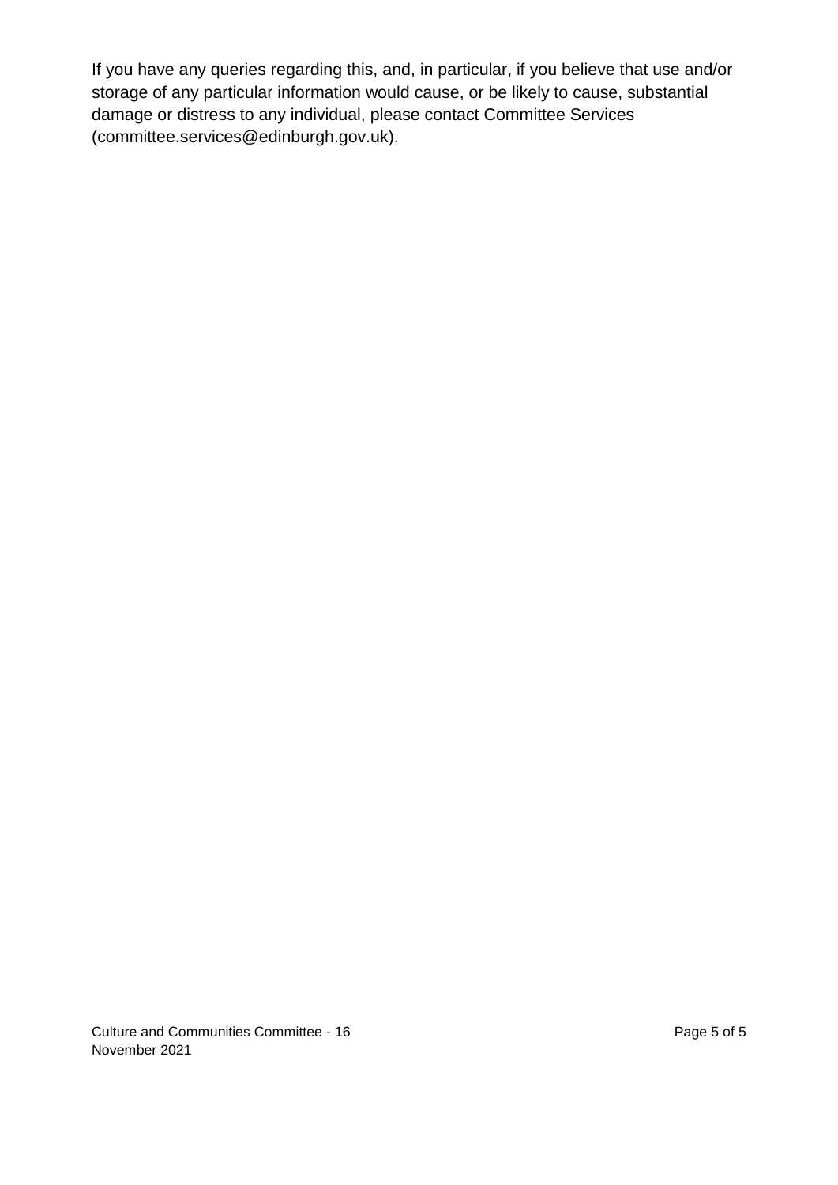If you have any queries regarding this, and, in particular, if you believe that use and/or storage of any particular information would cause, or be likely to cause, substantial damage or distress to any individual, please contact Committee Services (committee.services@edinburgh.gov.uk).